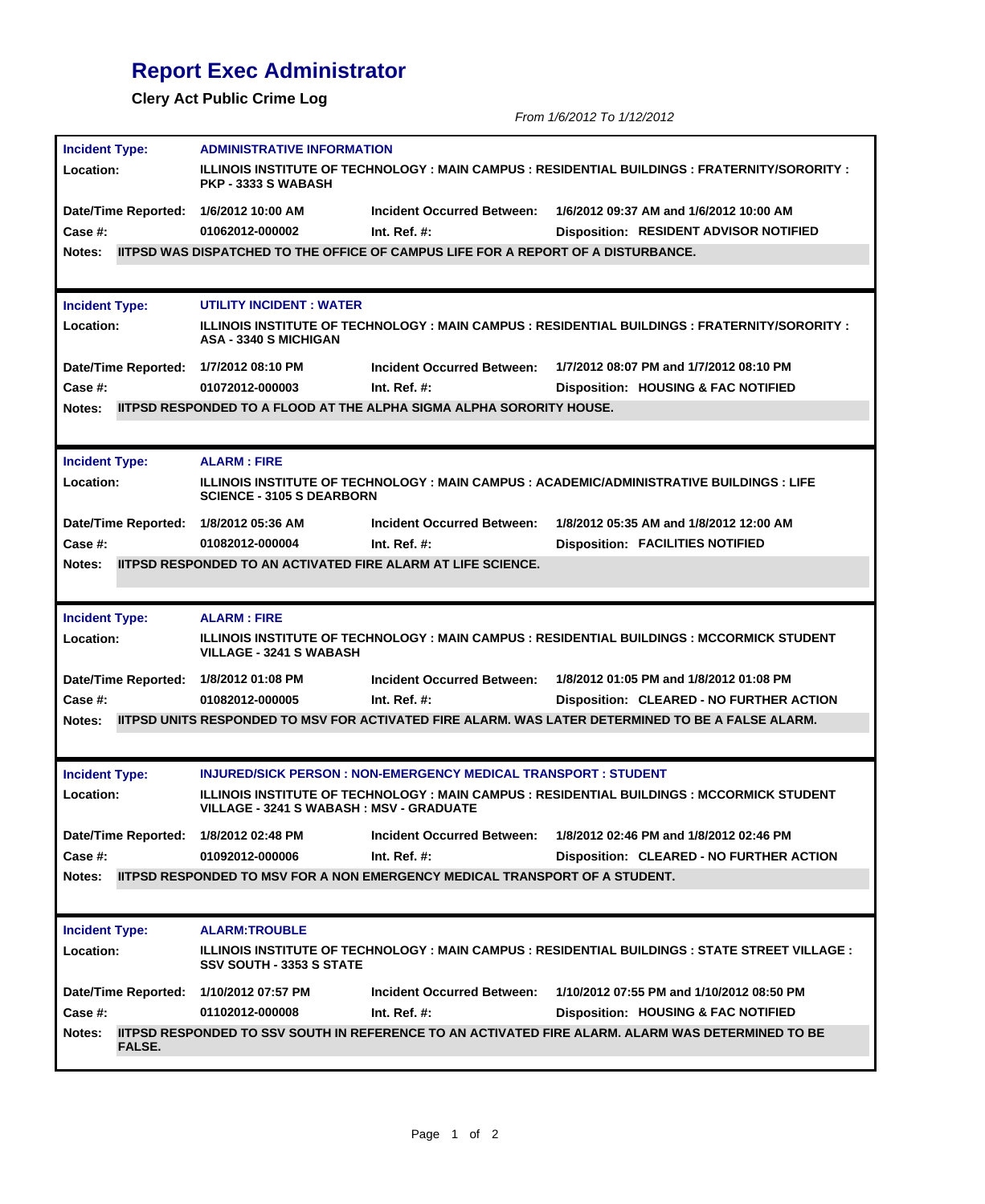# Report Exec Administrator

### Clery Act Public Crime Log

*From 1/6/2012 To 1/12/2012*

| | | | |
|---|---|---|---|
| **Incident Type:** | **ADMINISTRATIVE INFORMATION** | | |
| **Location:** | **ILLINOIS INSTITUTE OF TECHNOLOGY : MAIN CAMPUS : RESIDENTIAL BUILDINGS : FRATERNITY/SORORITY : PKP - 3333 S WABASH** | | |
| **Date/Time Reported:** | **1/6/2012 10:00 AM** | **Incident Occurred Between:** | **1/6/2012 09:37 AM and 1/6/2012 10:00 AM** |
| **Case #:** | **01062012-000002** | **Int. Ref. #:** | **Disposition: RESIDENT ADVISOR NOTIFIED** |
| **Notes:** | **IITPSD WAS DISPATCHED TO THE OFFICE OF CAMPUS LIFE FOR A REPORT OF A DISTURBANCE.** | | |

| | | | |
|---|---|---|---|
| **Incident Type:** | **UTILITY INCIDENT : WATER** | | |
| **Location:** | **ILLINOIS INSTITUTE OF TECHNOLOGY : MAIN CAMPUS : RESIDENTIAL BUILDINGS : FRATERNITY/SORORITY : ASA - 3340 S MICHIGAN** | | |
| **Date/Time Reported:** | **1/7/2012 08:10 PM** | **Incident Occurred Between:** | **1/7/2012 08:07 PM and 1/7/2012 08:10 PM** |
| **Case #:** | **01072012-000003** | **Int. Ref. #:** | **Disposition: HOUSING & FAC NOTIFIED** |
| **Notes:** | **IITPSD RESPONDED TO A FLOOD AT THE ALPHA SIGMA ALPHA SORORITY HOUSE.** | | |

| | | | |
|---|---|---|---|
| **Incident Type:** | **ALARM : FIRE** | | |
| **Location:** | **ILLINOIS INSTITUTE OF TECHNOLOGY : MAIN CAMPUS : ACADEMIC/ADMINISTRATIVE BUILDINGS : LIFE SCIENCE - 3105 S DEARBORN** | | |
| **Date/Time Reported:** | **1/8/2012 05:36 AM** | **Incident Occurred Between:** | **1/8/2012 05:35 AM and 1/8/2012 12:00 AM** |
| **Case #:** | **01082012-000004** | **Int. Ref. #:** | **Disposition: FACILITIES NOTIFIED** |
| **Notes:** | **IITPSD RESPONDED TO AN ACTIVATED FIRE ALARM AT LIFE SCIENCE.** | | |

| | | | |
|---|---|---|---|
| **Incident Type:** | **ALARM : FIRE** | | |
| **Location:** | **ILLINOIS INSTITUTE OF TECHNOLOGY : MAIN CAMPUS : RESIDENTIAL BUILDINGS : MCCORMICK STUDENT VILLAGE - 3241 S WABASH** | | |
| **Date/Time Reported:** | **1/8/2012 01:08 PM** | **Incident Occurred Between:** | **1/8/2012 01:05 PM and 1/8/2012 01:08 PM** |
| **Case #:** | **01082012-000005** | **Int. Ref. #:** | **Disposition: CLEARED - NO FURTHER ACTION** |
| **Notes:** | **IITPSD UNITS RESPONDED TO MSV FOR ACTIVATED FIRE ALARM. WAS LATER DETERMINED TO BE A FALSE ALARM.** | | |

| | | | |
|---|---|---|---|
| **Incident Type:** | **INJURED/SICK PERSON : NON-EMERGENCY MEDICAL TRANSPORT : STUDENT** | | |
| **Location:** | **ILLINOIS INSTITUTE OF TECHNOLOGY : MAIN CAMPUS : RESIDENTIAL BUILDINGS : MCCORMICK STUDENT VILLAGE - 3241 S WABASH : MSV - GRADUATE** | | |
| **Date/Time Reported:** | **1/8/2012 02:48 PM** | **Incident Occurred Between:** | **1/8/2012 02:46 PM and 1/8/2012 02:46 PM** |
| **Case #:** | **01092012-000006** | **Int. Ref. #:** | **Disposition: CLEARED - NO FURTHER ACTION** |
| **Notes:** | **IITPSD RESPONDED TO MSV FOR A NON EMERGENCY MEDICAL TRANSPORT OF A STUDENT.** | | |

| | | | |
|---|---|---|---|
| **Incident Type:** | **ALARM:TROUBLE** | | |
| **Location:** | **ILLINOIS INSTITUTE OF TECHNOLOGY : MAIN CAMPUS : RESIDENTIAL BUILDINGS : STATE STREET VILLAGE : SSV SOUTH - 3353 S STATE** | | |
| **Date/Time Reported:** | **1/10/2012 07:57 PM** | **Incident Occurred Between:** | **1/10/2012 07:55 PM and 1/10/2012 08:50 PM** |
| **Case #:** | **01102012-000008** | **Int. Ref. #:** | **Disposition: HOUSING & FAC NOTIFIED** |
| **Notes:** | **IITPSD RESPONDED TO SSV SOUTH IN REFERENCE TO AN ACTIVATED FIRE ALARM. ALARM WAS DETERMINED TO BE FALSE.** | | |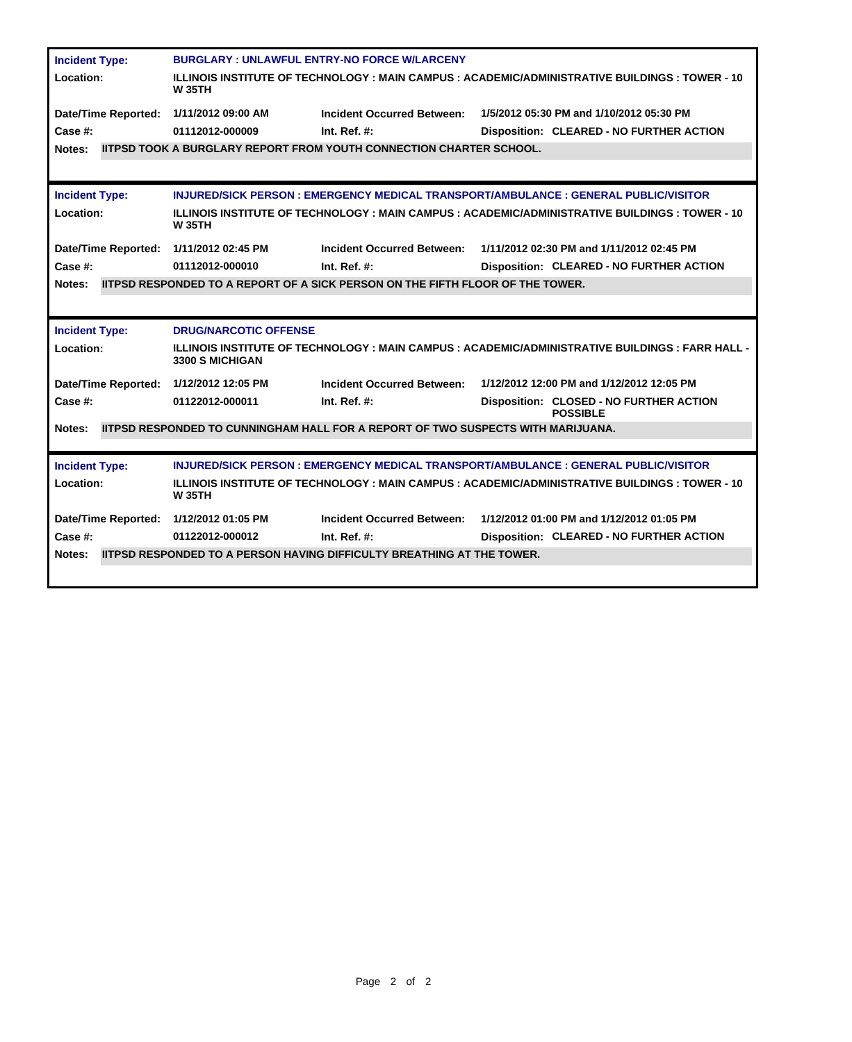**Incident Type:** BURGLARY : UNLAWFUL ENTRY-NO FORCE W/LARCENY

**Location:** ILLINOIS INSTITUTE OF TECHNOLOGY : MAIN CAMPUS : ACADEMIC/ADMINISTRATIVE BUILDINGS : TOWER - 10 W 35TH

| | | | |
|---|---|---|---|
| **Date/Time Reported:** | 1/11/2012 09:00 AM | **Incident Occurred Between:** | 1/5/2012 05:30 PM and 1/10/2012 05:30 PM |
| **Case #:** | 01112012-000009 | **Int. Ref. #:** | **Disposition:** CLEARED - NO FURTHER ACTION |

**Notes:** IITPSD TOOK A BURGLARY REPORT FROM YOUTH CONNECTION CHARTER SCHOOL.

---

**Incident Type:** INJURED/SICK PERSON : EMERGENCY MEDICAL TRANSPORT/AMBULANCE : GENERAL PUBLIC/VISITOR

**Location:** ILLINOIS INSTITUTE OF TECHNOLOGY : MAIN CAMPUS : ACADEMIC/ADMINISTRATIVE BUILDINGS : TOWER - 10 W 35TH

| | | | |
|---|---|---|---|
| **Date/Time Reported:** | 1/11/2012 02:45 PM | **Incident Occurred Between:** | 1/11/2012 02:30 PM and 1/11/2012 02:45 PM |
| **Case #:** | 01112012-000010 | **Int. Ref. #:** | **Disposition:** CLEARED - NO FURTHER ACTION |

**Notes:** IITPSD RESPONDED TO A REPORT OF A SICK PERSON ON THE FIFTH FLOOR OF THE TOWER.

---

**Incident Type:** DRUG/NARCOTIC OFFENSE

**Location:** ILLINOIS INSTITUTE OF TECHNOLOGY : MAIN CAMPUS : ACADEMIC/ADMINISTRATIVE BUILDINGS : FARR HALL - 3300 S MICHIGAN

| | | | |
|---|---|---|---|
| **Date/Time Reported:** | 1/12/2012 12:05 PM | **Incident Occurred Between:** | 1/12/2012 12:00 PM and 1/12/2012 12:05 PM |
| **Case #:** | 01122012-000011 | **Int. Ref. #:** | **Disposition:** CLOSED - NO FURTHER ACTION POSSIBLE |

**Notes:** IITPSD RESPONDED TO CUNNINGHAM HALL FOR A REPORT OF TWO SUSPECTS WITH MARIJUANA.

---

**Incident Type:** INJURED/SICK PERSON : EMERGENCY MEDICAL TRANSPORT/AMBULANCE : GENERAL PUBLIC/VISITOR

**Location:** ILLINOIS INSTITUTE OF TECHNOLOGY : MAIN CAMPUS : ACADEMIC/ADMINISTRATIVE BUILDINGS : TOWER - 10 W 35TH

| | | | |
|---|---|---|---|
| **Date/Time Reported:** | 1/12/2012 01:05 PM | **Incident Occurred Between:** | 1/12/2012 01:00 PM and 1/12/2012 01:05 PM |
| **Case #:** | 01122012-000012 | **Int. Ref. #:** | **Disposition:** CLEARED - NO FURTHER ACTION |

**Notes:** IITPSD RESPONDED TO A PERSON HAVING DIFFICULTY BREATHING AT THE TOWER.